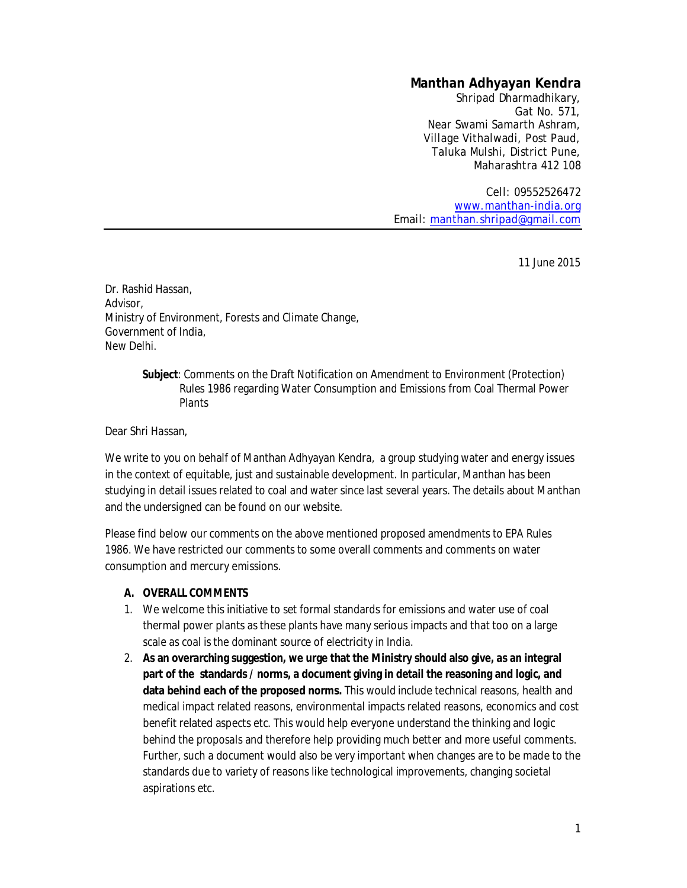**Manthan Adhyayan Kendra**
Shripad Dharmadhikary,
Gat No. 571,
Near Swami Samarth Ashram,
Village Vithalwadi, Post Paud,
Taluka Mulshi, District Pune,
Maharashtra 412 108

Cell: 09552526472
www.manthan-india.org
Email: manthan.shripad@gmail.com

---

11 June 2015

Dr. Rashid Hassan,
Advisor,
Ministry of Environment, Forests and Climate Change,
Government of India,
New Delhi.

**Subject**: Comments on the Draft Notification on Amendment to Environment (Protection) Rules 1986 regarding Water Consumption and Emissions from Coal Thermal Power Plants

Dear Shri Hassan,

We write to you on behalf of Manthan Adhyayan Kendra, a group studying water and energy issues in the context of equitable, just and sustainable development. In particular, Manthan has been studying in detail issues related to coal and water since last several years. The details about Manthan and the undersigned can be found on our website.

Please find below our comments on the above mentioned proposed amendments to EPA Rules 1986. We have restricted our comments to some overall comments and comments on water consumption and mercury emissions.

**A. OVERALL COMMENTS**

1. We welcome this initiative to set formal standards for emissions and water use of coal thermal power plants as these plants have many serious impacts and that too on a large scale as coal is the dominant source of electricity in India.
2. **As an overarching suggestion, we urge that the Ministry should also give, as an integral part of the standards / norms, a document giving in detail the reasoning and logic, and data behind each of the proposed norms.** This would include technical reasons, health and medical impact related reasons, environmental impacts related reasons, economics and cost benefit related aspects etc. This would help everyone understand the thinking and logic behind the proposals and therefore help providing much better and more useful comments. Further, such a document would also be very important when changes are to be made to the standards due to variety of reasons like technological improvements, changing societal aspirations etc.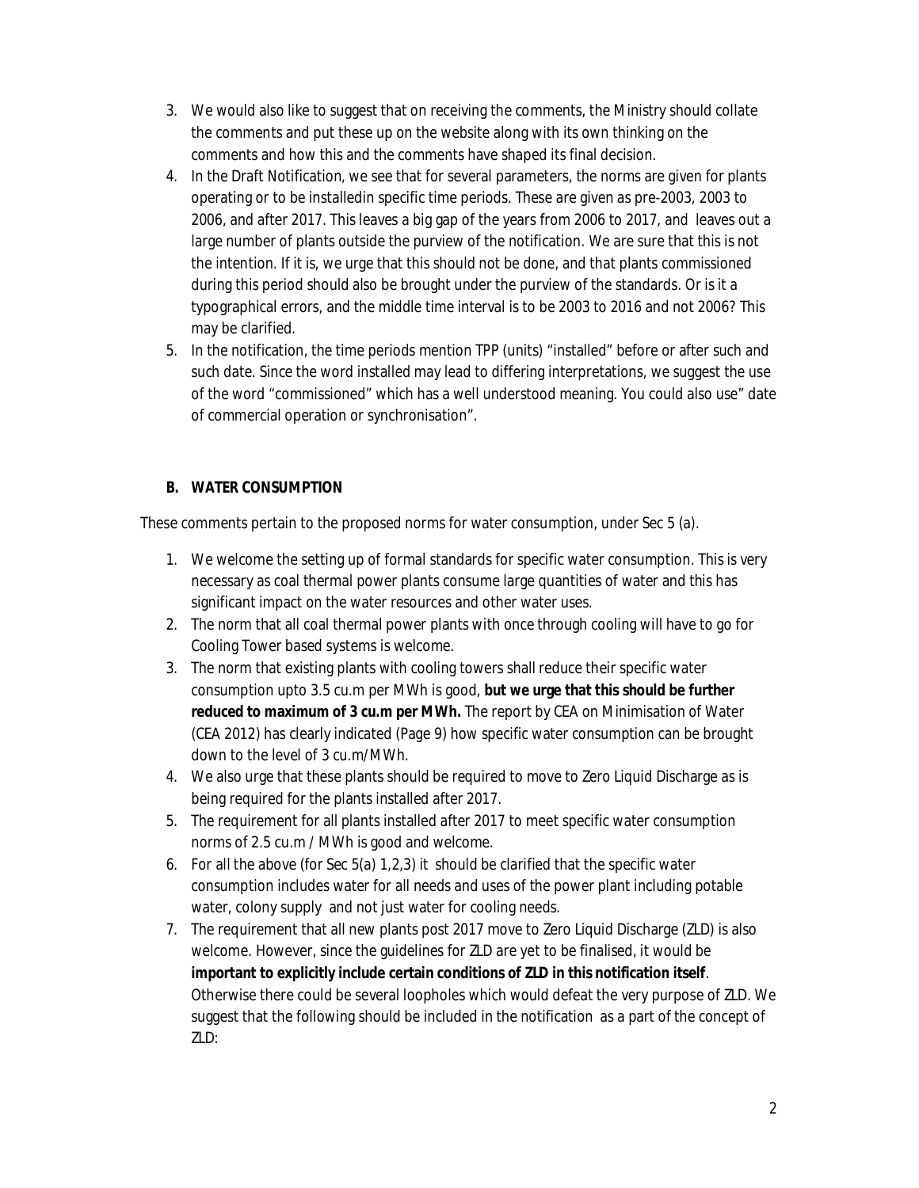3. We would also like to suggest that on receiving the comments, the Ministry should collate the comments and put these up on the website along with its own thinking on the comments and how this and the comments have shaped its final decision.
4. In the Draft Notification, we see that for several parameters, the norms are given for plants operating or to be installedin specific time periods. These are given as pre-2003, 2003 to 2006, and after 2017. This leaves a big gap of the years from 2006 to 2017, and leaves out a large number of plants outside the purview of the notification. We are sure that this is not the intention. If it is, we urge that this should not be done, and that plants commissioned during this period should also be brought under the purview of the standards. Or is it a typographical errors, and the middle time interval is to be 2003 to 2016 and not 2006? This may be clarified.
5. In the notification, the time periods mention TPP (units) "installed" before or after such and such date. Since the word installed may lead to differing interpretations, we suggest the use of the word "commissioned" which has a well understood meaning. You could also use" date of commercial operation or synchronisation".

## B. WATER CONSUMPTION

These comments pertain to the proposed norms for water consumption, under Sec 5 (a).

1. We welcome the setting up of formal standards for specific water consumption. This is very necessary as coal thermal power plants consume large quantities of water and this has significant impact on the water resources and other water uses.
2. The norm that all coal thermal power plants with once through cooling will have to go for Cooling Tower based systems is welcome.
3. The norm that existing plants with cooling towers shall reduce their specific water consumption upto 3.5 cu.m per MWh is good, **but we urge that this should be further reduced to maximum of 3 cu.m per MWh.** The report by CEA on Minimisation of Water (CEA 2012) has clearly indicated (Page 9) how specific water consumption can be brought down to the level of 3 cu.m/MWh.
4. We also urge that these plants should be required to move to Zero Liquid Discharge as is being required for the plants installed after 2017.
5. The requirement for all plants installed after 2017 to meet specific water consumption norms of 2.5 cu.m / MWh is good and welcome.
6. For all the above (for Sec 5(a) 1,2,3) it should be clarified that the specific water consumption includes water for all needs and uses of the power plant including potable water, colony supply and not just water for cooling needs.
7. The requirement that all new plants post 2017 move to Zero Liquid Discharge (ZLD) is also welcome. However, since the guidelines for ZLD are yet to be finalised, it would be **important to explicitly include certain conditions of ZLD in this notification itself**. Otherwise there could be several loopholes which would defeat the very purpose of ZLD. We suggest that the following should be included in the notification as a part of the concept of ZLD: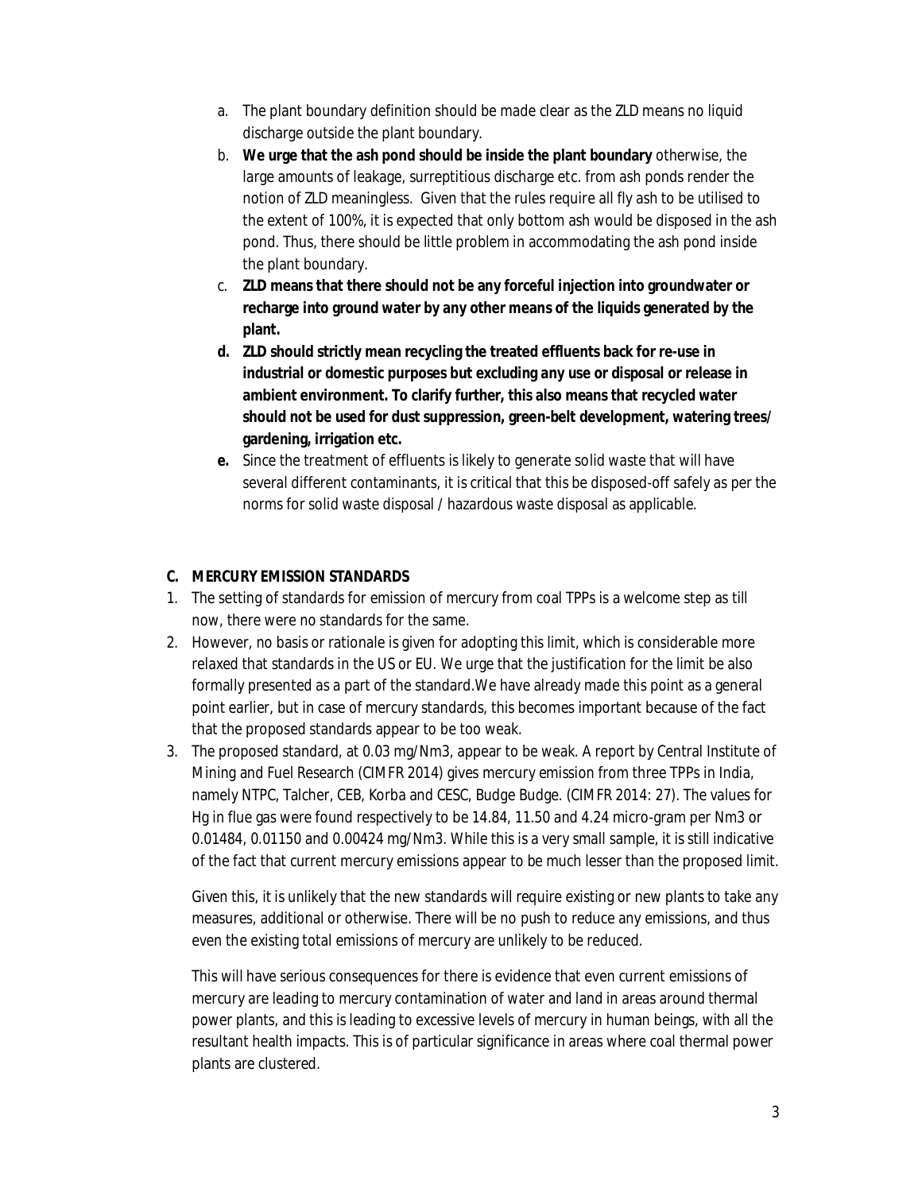a. The plant boundary definition should be made clear as the ZLD means no liquid discharge outside the plant boundary.

b. **We urge that the ash pond should be inside the plant boundary** otherwise, the large amounts of leakage, surreptitious discharge etc. from ash ponds render the notion of ZLD meaningless. Given that the rules require all fly ash to be utilised to the extent of 100%, it is expected that only bottom ash would be disposed in the ash pond. Thus, there should be little problem in accommodating the ash pond inside the plant boundary.

c. **ZLD means that there should not be any forceful injection into groundwater or recharge into ground water by any other means of the liquids generated by the plant.**

**d. ZLD should strictly mean recycling the treated effluents back for re-use in industrial or domestic purposes but excluding any use or disposal or release in ambient environment. To clarify further, this also means that recycled water should not be used for dust suppression, green-belt development, watering trees/ gardening, irrigation etc.**

**e.** Since the treatment of effluents is likely to generate solid waste that will have several different contaminants, it is critical that this be disposed-off safely as per the norms for solid waste disposal / hazardous waste disposal as applicable.

**C. MERCURY EMISSION STANDARDS**

1. The setting of standards for emission of mercury from coal TPPs is a welcome step as till now, there were no standards for the same.
2. However, no basis or rationale is given for adopting this limit, which is considerable more relaxed that standards in the US or EU. We urge that the justification for the limit be also formally presented as a part of the standard.We have already made this point as a general point earlier, but in case of mercury standards, this becomes important because of the fact that the proposed standards appear to be too weak.
3. The proposed standard, at 0.03 mg/Nm3, appear to be weak. A report by Central Institute of Mining and Fuel Research (CIMFR 2014) gives mercury emission from three TPPs in India, namely NTPC, Talcher, CEB, Korba and CESC, Budge Budge. (CIMFR 2014: 27). The values for Hg in flue gas were found respectively to be 14.84, 11.50 and 4.24 micro-gram per Nm3 or 0.01484, 0.01150 and 0.00424 mg/Nm3. While this is a very small sample, it is still indicative of the fact that current mercury emissions appear to be much lesser than the proposed limit.

   Given this, it is unlikely that the new standards will require existing or new plants to take any measures, additional or otherwise. There will be no push to reduce any emissions, and thus even the existing total emissions of mercury are unlikely to be reduced.

   This will have serious consequences for there is evidence that even current emissions of mercury are leading to mercury contamination of water and land in areas around thermal power plants, and this is leading to excessive levels of mercury in human beings, with all the resultant health impacts. This is of particular significance in areas where coal thermal power plants are clustered.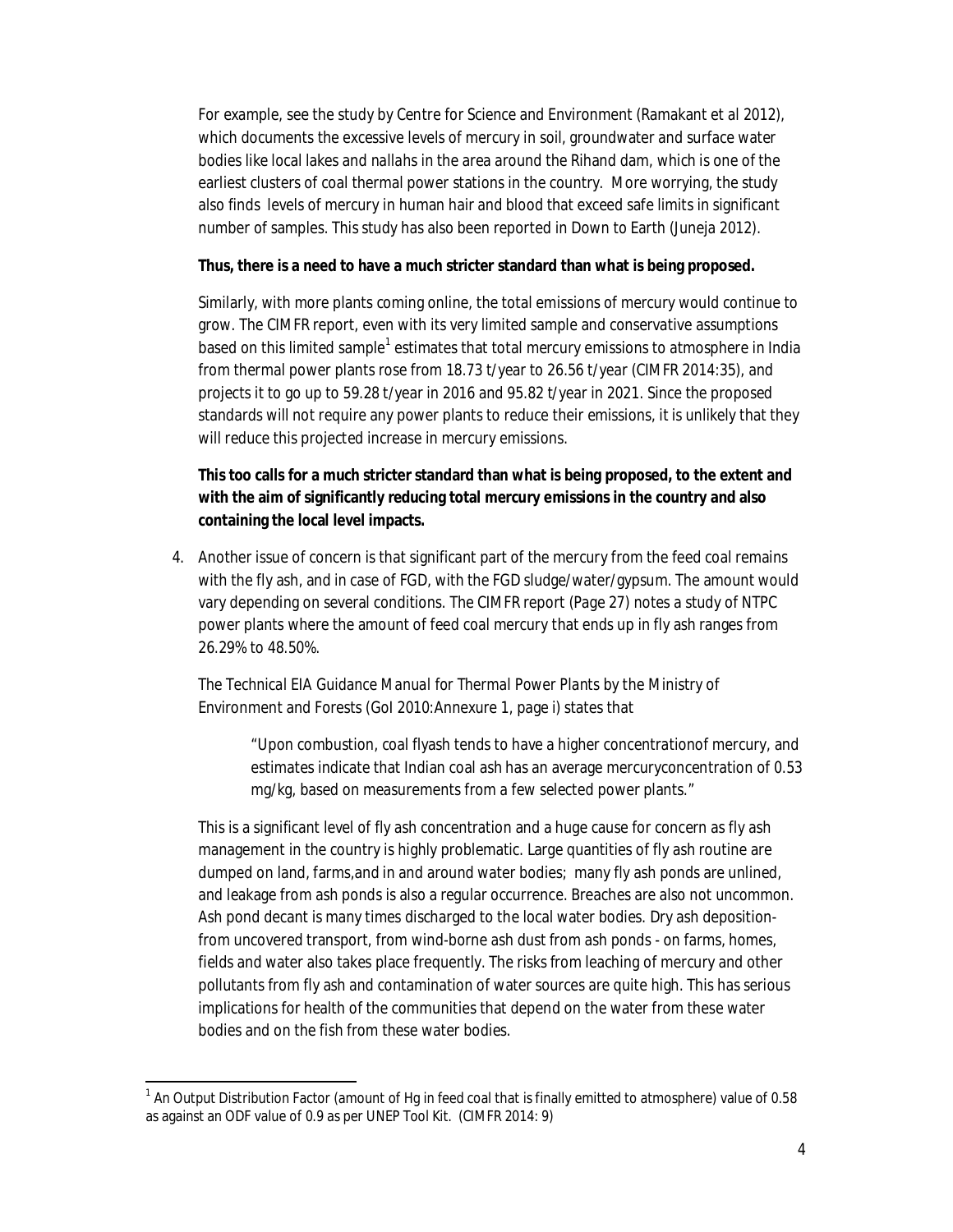For example, see the study by Centre for Science and Environment (Ramakant et al 2012), which documents the excessive levels of mercury in soil, groundwater and surface water bodies like local lakes and *nallahs* in the area around the Rihand dam, which is one of the earliest clusters of coal thermal power stations in the country. More worrying, the study also finds levels of mercury in human hair and blood that exceed safe limits in significant number of samples. This study has also been reported in Down to Earth (Juneja 2012).

**Thus, there is a need to have a much stricter standard than what is being proposed.**

Similarly, with more plants coming online, the total emissions of mercury would continue to grow. The CIMFR report, even with its very limited sample and conservative assumptions based on this limited sample[1] estimates that total mercury emissions to atmosphere in India from thermal power plants rose from 18.73 t/year to 26.56 t/year (CIMFR 2014:35), and projects it to go up to 59.28 t/year in 2016 and 95.82 t/year in 2021. Since the proposed standards will not require any power plants to reduce their emissions, it is unlikely that they will reduce this projected increase in mercury emissions.

**This too calls for a much stricter standard than what is being proposed, to the extent and with the aim of significantly reducing total mercury emissions in the country and also containing the local level impacts.**

4. Another issue of concern is that significant part of the mercury from the feed coal remains with the fly ash, and in case of FGD, with the FGD sludge/water/gypsum. The amount would vary depending on several conditions. The CIMFR report (Page 27) notes a study of NTPC power plants where the amount of feed coal mercury that ends up in fly ash ranges from 26.29% to 48.50%.

   The Technical EIA Guidance Manual for Thermal Power Plants by the Ministry of Environment and Forests (GoI 2010:Annexure 1, page i) states that

   > "Upon combustion, coal flyash tends to have a higher concentrationof mercury, and estimates indicate that Indian coal ash has an average mercuryconcentration of 0.53 mg/kg, based on measurements from a few selected power plants."

   This is a significant level of fly ash concentration and a huge cause for concern as fly ash management in the country is highly problematic. Large quantities of fly ash routine are dumped on land, farms,and in and around water bodies; many fly ash ponds are unlined, and leakage from ash ponds is also a regular occurrence. Breaches are also not uncommon. Ash pond decant is many times discharged to the local water bodies. Dry ash deposition- from uncovered transport, from wind-borne ash dust from ash ponds - on farms, homes, fields and water also takes place frequently. The risks from leaching of mercury and other pollutants from fly ash and contamination of water sources are quite high. This has serious implications for health of the communities that depend on the water from these water bodies and on the fish from these water bodies.

---

[1] An Output Distribution Factor (amount of Hg in feed coal that is finally emitted to atmosphere) value of 0.58 as against an ODF value of 0.9 as per UNEP Tool Kit. (CIMFR 2014: 9)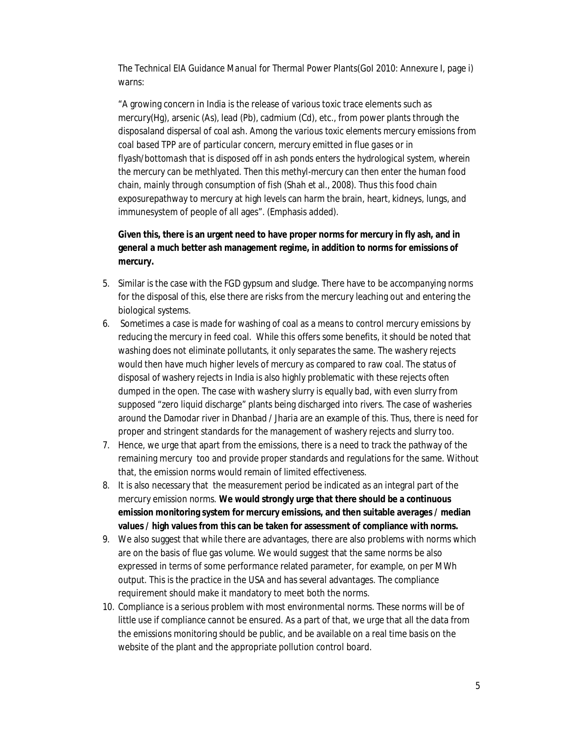The Technical EIA Guidance Manual for Thermal Power Plants(GoI 2010: Annexure I, page i) warns:

"A growing concern in India is the release of various toxic trace elements such as mercury(Hg), arsenic (As), lead (Pb), cadmium (Cd), etc., from power plants through the disposaland dispersal of coal ash. *Among the various toxic elements mercury emissions from coal based TPP are of particular concern, mercury emitted in flue gases or in flyash/bottomash that is disposed off in ash ponds enters the hydrological system, wherein the mercury can be methlyated. Then this methyl-mercury can then enter the human food chain, mainly through consumption of fish* (Shah et al., 2008). Thus this food chain exposurepathway to mercury at high levels can harm the brain, heart, kidneys, lungs, and immunesystem of people of all ages". (Emphasis added).

**Given this, there is an urgent need to have proper norms for mercury in fly ash, and in general a much better ash management regime, in addition to norms for emissions of mercury.**

5. Similar is the case with the FGD gypsum and sludge. There have to be accompanying norms for the disposal of this, else there are risks from the mercury leaching out and entering the biological systems.
6. Sometimes a case is made for washing of coal as a means to control mercury emissions by reducing the mercury in feed coal. While this offers some benefits, it should be noted that washing does not eliminate pollutants, it only separates the same. The washery rejects would then have much higher levels of mercury as compared to raw coal. The status of disposal of washery rejects in India is also highly problematic with these rejects often dumped in the open. The case with washery slurry is equally bad, with even slurry from supposed "zero liquid discharge" plants being discharged into rivers. The case of washeries around the Damodar river in Dhanbad / Jharia are an example of this. Thus, there is need for proper and stringent standards for the management of washery rejects and slurry too.
7. Hence, we urge that apart from the emissions, there is a need to track the pathway of the remaining mercury too and provide proper standards and regulations for the same. Without that, the emission norms would remain of limited effectiveness.
8. It is also necessary that the measurement period be indicated as an integral part of the mercury emission norms. **We would strongly urge that there should be a continuous emission monitoring system for mercury emissions, and then suitable averages / median values / high values from this can be taken for assessment of compliance with norms.**
9. We also suggest that while there are advantages, there are also problems with norms which are on the basis of flue gas volume. We would suggest that the same norms be also expressed in terms of some performance related parameter, for example, on per MWh output. This is the practice in the USA and has several advantages. The compliance requirement should make it mandatory to meet both the norms.
10. Compliance is a serious problem with most environmental norms. These norms will be of little use if compliance cannot be ensured. As a part of that, we urge that all the data from the emissions monitoring should be public, and be available on a real time basis on the website of the plant and the appropriate pollution control board.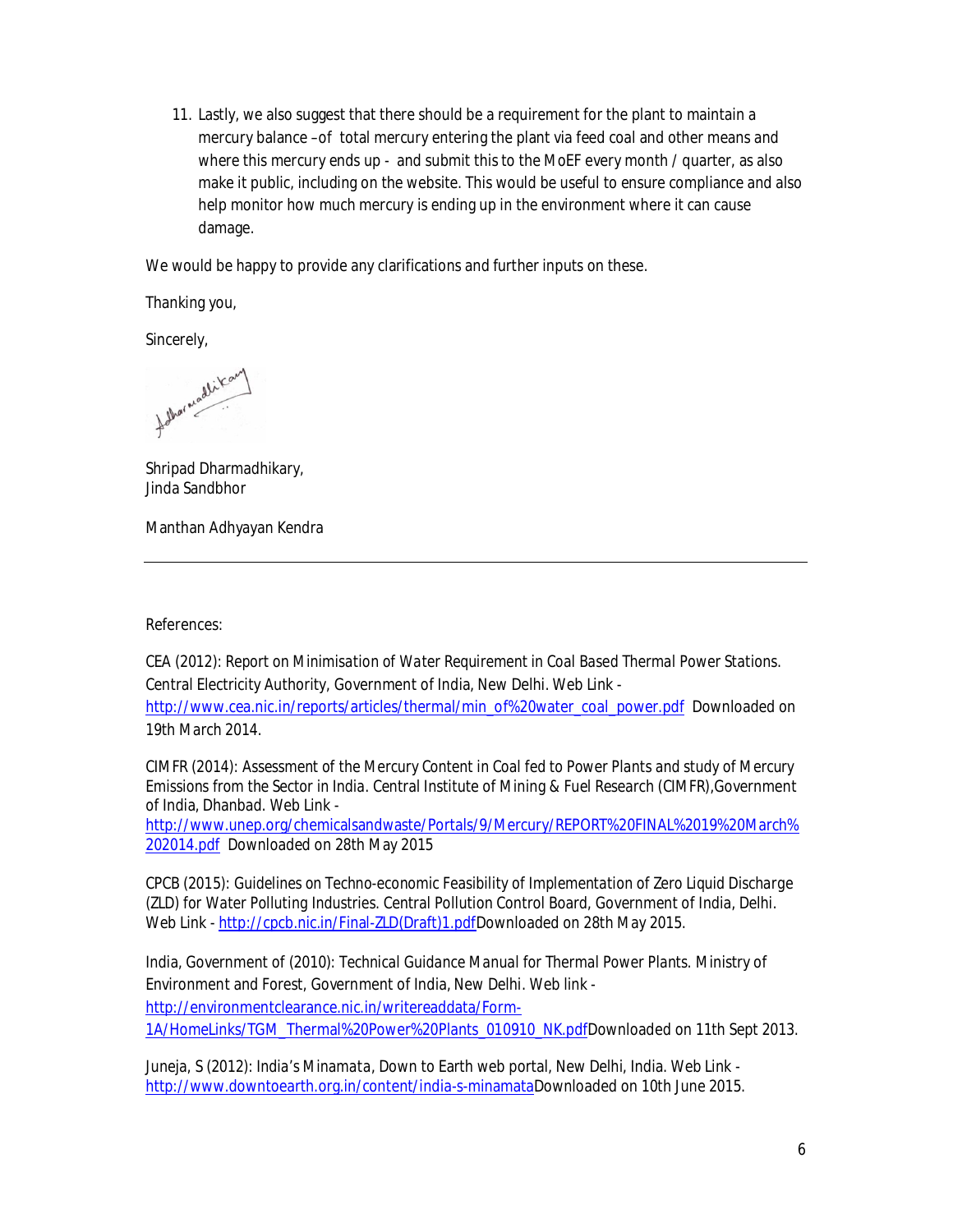11. Lastly, we also suggest that there should be a requirement for the plant to maintain a mercury balance –of total mercury entering the plant via feed coal and other means and where this mercury ends up - and submit this to the MoEF every month / quarter, as also make it public, including on the website. This would be useful to ensure compliance and also help monitor how much mercury is ending up in the environment where it can cause damage.

We would be happy to provide any clarifications and further inputs on these.

Thanking you,

Sincerely,

Shripad Dharmadhikary,
Jinda Sandbhor

Manthan Adhyayan Kendra

---

References:

CEA (2012): Report on Minimisation of Water Requirement in Coal Based Thermal Power Stations. Central Electricity Authority, Government of India, New Delhi. Web Link - http://www.cea.nic.in/reports/articles/thermal/min_of%20water_coal_power.pdf Downloaded on 19th March 2014.

CIMFR (2014): Assessment of the Mercury Content in Coal fed to Power Plants and study of Mercury Emissions from the Sector in India. Central Institute of Mining & Fuel Research (CIMFR),Government of India, Dhanbad. Web Link - http://www.unep.org/chemicalsandwaste/Portals/9/Mercury/REPORT%20FINAL%2019%20March%202014.pdf Downloaded on 28th May 2015

CPCB (2015): Guidelines on Techno-economic Feasibility of Implementation of Zero Liquid Discharge (ZLD) for Water Polluting Industries. Central Pollution Control Board, Government of India, Delhi. Web Link - http://cpcb.nic.in/Final-ZLD(Draft)1.pdfDownloaded on 28th May 2015.

India, Government of (2010): Technical Guidance Manual for Thermal Power Plants. Ministry of Environment and Forest, Government of India, New Delhi. Web link - http://environmentclearance.nic.in/writereaddata/Form-1A/HomeLinks/TGM_Thermal%20Power%20Plants_010910_NK.pdfDownloaded on 11th Sept 2013.

Juneja, S (2012): India's Minamata, Down to Earth web portal, New Delhi, India. Web Link - http://www.downtoearth.org.in/content/india-s-minamataDownloaded on 10th June 2015.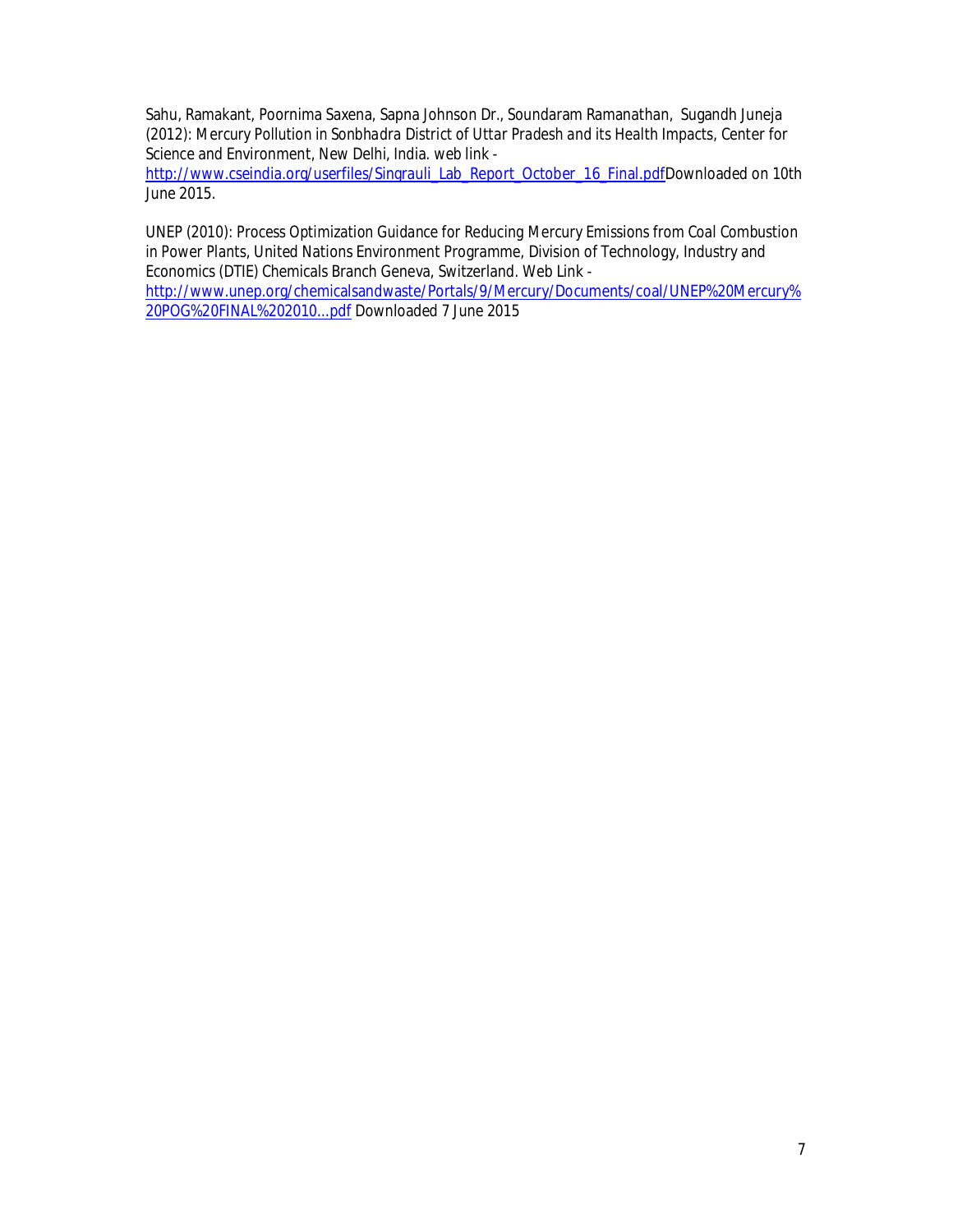Sahu, Ramakant, Poornima Saxena, Sapna Johnson Dr., Soundaram Ramanathan, Sugandh Juneja (2012): Mercury Pollution in Sonbhadra District of Uttar Pradesh and its Health Impacts, Center for Science and Environment, New Delhi, India. web link - http://www.cseindia.org/userfiles/Singrauli_Lab_Report_October_16_Final.pdfDownloaded on 10th June 2015.

UNEP (2010): Process Optimization Guidance for Reducing Mercury Emissions from Coal Combustion in Power Plants, United Nations Environment Programme, Division of Technology, Industry and Economics (DTIE) Chemicals Branch Geneva, Switzerland. Web Link - http://www.unep.org/chemicalsandwaste/Portals/9/Mercury/Documents/coal/UNEP%20Mercury%20POG%20FINAL%202010...pdf Downloaded 7 June 2015